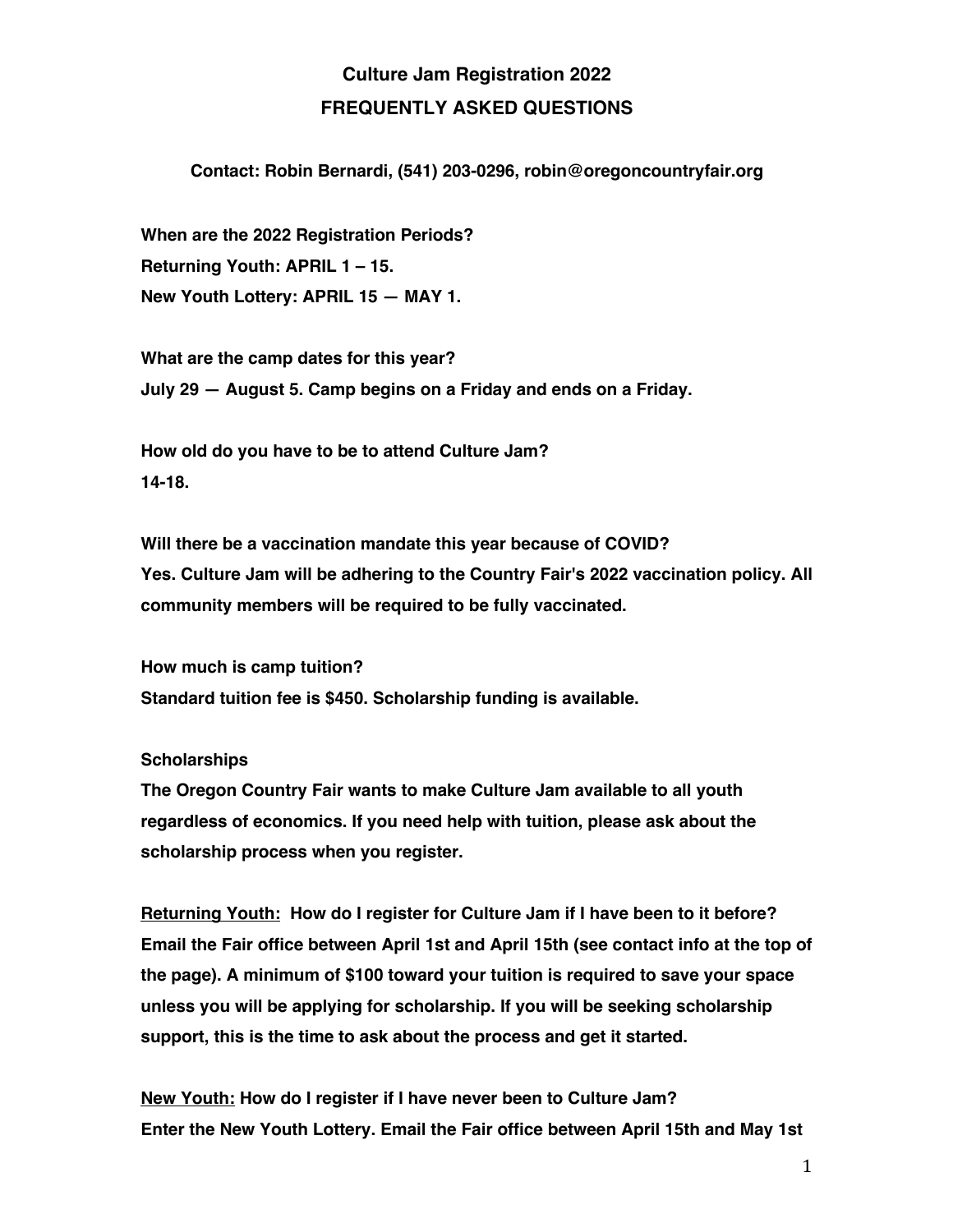# Culture Jam Registration 2022

## FREQUENTLY ASKED QUESTIONS

**Contact: Robin Bernardi, (541) 203-0296, robin@oregoncountryfair.org**

**When are the 2022 Registration Periods?**
**Returning Youth: APRIL 1 – 15.**
**New Youth Lottery: APRIL 15 — MAY 1.**

**What are the camp dates for this year?**
**July 29 — August 5. Camp begins on a Friday and ends on a Friday.**

**How old do you have to be to attend Culture Jam?**
**14-18.**

**Will there be a vaccination mandate this year because of COVID?**
**Yes. Culture Jam will be adhering to the Country Fair's 2022 vaccination policy. All community members will be required to be fully vaccinated.**

**How much is camp tuition?**
**Standard tuition fee is $450. Scholarship funding is available.**

**Scholarships**
**The Oregon Country Fair wants to make Culture Jam available to all youth regardless of economics. If you need help with tuition, please ask about the scholarship process when you register.**

**<u>Returning Youth:</u> How do I register for Culture Jam if I have been to it before?**
**Email the Fair office between April 1st and April 15th (see contact info at the top of the page). A minimum of $100 toward your tuition is required to save your space unless you will be applying for scholarship. If you will be seeking scholarship support, this is the time to ask about the process and get it started.**

**<u>New Youth:</u> How do I register if I have never been to Culture Jam?**
**Enter the New Youth Lottery. Email the Fair office between April 15th and May 1st**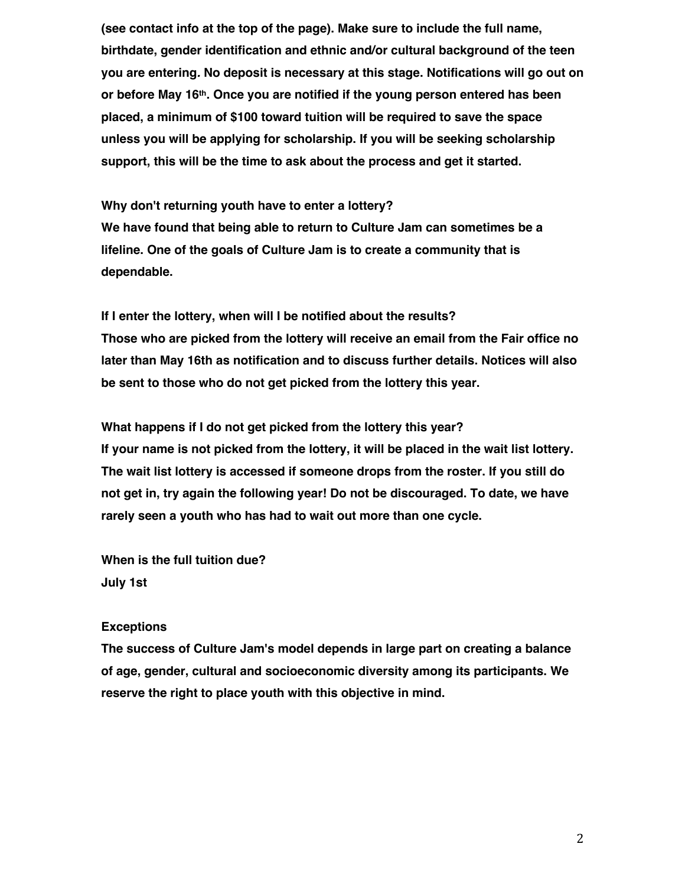**(see contact info at the top of the page). Make sure to include the full name, birthdate, gender identification and ethnic and/or cultural background of the teen you are entering. No deposit is necessary at this stage. Notifications will go out on or before May 16th. Once you are notified if the young person entered has been placed, a minimum of $100 toward tuition will be required to save the space unless you will be applying for scholarship. If you will be seeking scholarship support, this will be the time to ask about the process and get it started.**

**Why don't returning youth have to enter a lottery?**
**We have found that being able to return to Culture Jam can sometimes be a lifeline. One of the goals of Culture Jam is to create a community that is dependable.**

**If I enter the lottery, when will I be notified about the results?**
**Those who are picked from the lottery will receive an email from the Fair office no later than May 16th as notification and to discuss further details. Notices will also be sent to those who do not get picked from the lottery this year.**

**What happens if I do not get picked from the lottery this year?**
**If your name is not picked from the lottery, it will be placed in the wait list lottery. The wait list lottery is accessed if someone drops from the roster. If you still do not get in, try again the following year! Do not be discouraged. To date, we have rarely seen a youth who has had to wait out more than one cycle.**

**When is the full tuition due?**
**July 1st**

**Exceptions**
**The success of Culture Jam's model depends in large part on creating a balance of age, gender, cultural and socioeconomic diversity among its participants. We reserve the right to place youth with this objective in mind.**